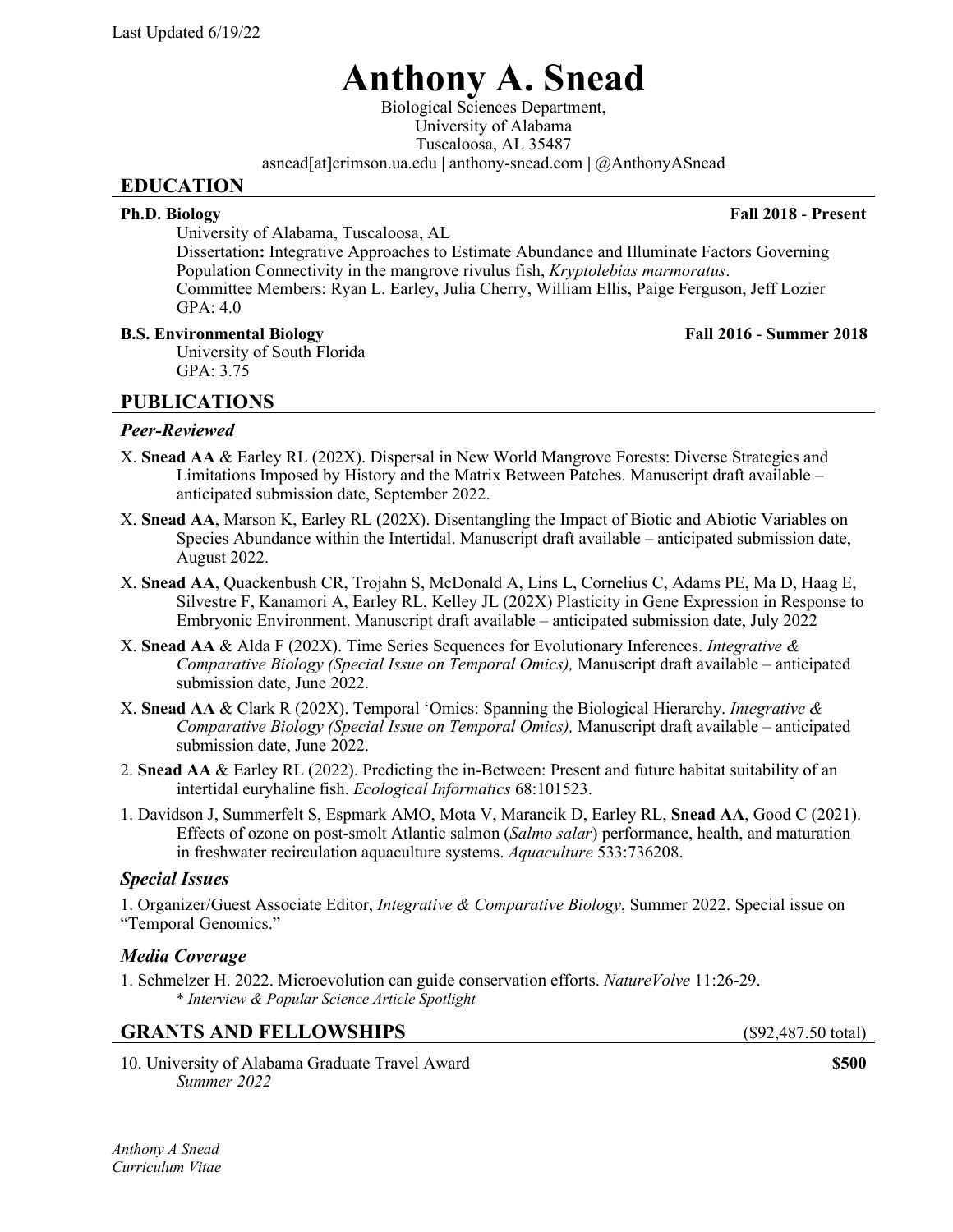Last Updated 6/19/22

# Anthony A. Snead

Biological Sciences Department,
University of Alabama
Tuscaloosa, AL 35487
asnead[at]crimson.ua.edu | anthony-snead.com | @AnthonyASnead

## EDUCATION

**Ph.D. Biology** **Fall 2018 - Present**
University of Alabama, Tuscaloosa, AL
Dissertation**:** Integrative Approaches to Estimate Abundance and Illuminate Factors Governing Population Connectivity in the mangrove rivulus fish, *Kryptolebias marmoratus*.
Committee Members: Ryan L. Earley, Julia Cherry, William Ellis, Paige Ferguson, Jeff Lozier
GPA: 4.0

**B.S. Environmental Biology** **Fall 2016 - Summer 2018**
University of South Florida
GPA: 3.75

## PUBLICATIONS

### *Peer-Reviewed*

X. **Snead AA** & Earley RL (202X). Dispersal in New World Mangrove Forests: Diverse Strategies and Limitations Imposed by History and the Matrix Between Patches. Manuscript draft available – anticipated submission date, September 2022.

X. **Snead AA**, Marson K, Earley RL (202X). Disentangling the Impact of Biotic and Abiotic Variables on Species Abundance within the Intertidal. Manuscript draft available – anticipated submission date, August 2022.

X. **Snead AA**, Quackenbush CR, Trojahn S, McDonald A, Lins L, Cornelius C, Adams PE, Ma D, Haag E, Silvestre F, Kanamori A, Earley RL, Kelley JL (202X) Plasticity in Gene Expression in Response to Embryonic Environment. Manuscript draft available – anticipated submission date, July 2022

X. **Snead AA** & Alda F (202X). Time Series Sequences for Evolutionary Inferences. *Integrative & Comparative Biology (Special Issue on Temporal Omics),* Manuscript draft available – anticipated submission date, June 2022.

X. **Snead AA** & Clark R (202X). Temporal 'Omics: Spanning the Biological Hierarchy. *Integrative & Comparative Biology (Special Issue on Temporal Omics),* Manuscript draft available – anticipated submission date, June 2022.

2. **Snead AA** & Earley RL (2022). Predicting the in-Between: Present and future habitat suitability of an intertidal euryhaline fish. *Ecological Informatics* 68:101523.

1. Davidson J, Summerfelt S, Espmark AMO, Mota V, Marancik D, Earley RL, **Snead AA**, Good C (2021). Effects of ozone on post-smolt Atlantic salmon (*Salmo salar*) performance, health, and maturation in freshwater recirculation aquaculture systems. *Aquaculture* 533:736208.

### *Special Issues*

1. Organizer/Guest Associate Editor, *Integrative & Comparative Biology*, Summer 2022. Special issue on "Temporal Genomics."

### *Media Coverage*

1. Schmelzer H. 2022. Microevolution can guide conservation efforts. *NatureVolve* 11:26-29.
   * *Interview & Popular Science Article Spotlight*

## GRANTS AND FELLOWSHIPS ($92,487.50 total)

10. University of Alabama Graduate Travel Award **$500**
    *Summer 2022*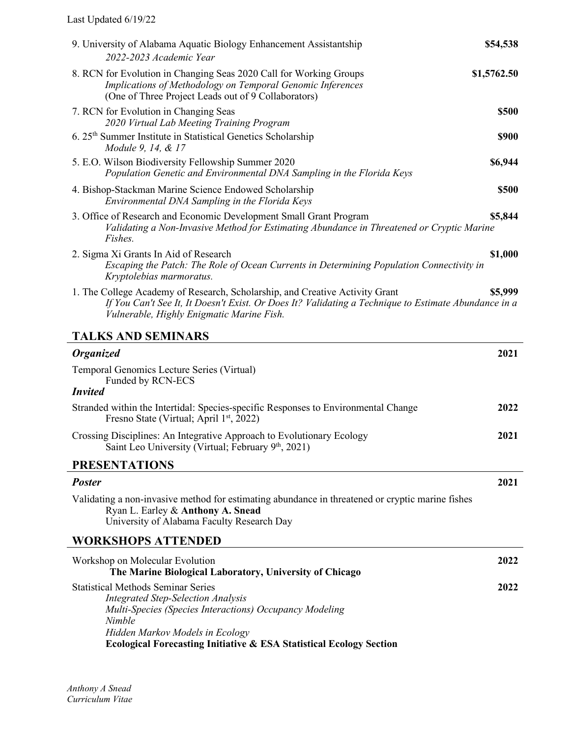9. University of Alabama Aquatic Biology Enhancement Assistantship **$54,538**
   *2022-2023 Academic Year*

8. RCN for Evolution in Changing Seas 2020 Call for Working Groups **$1,5762.50**
   *Implications of Methodology on Temporal Genomic Inferences*
   (One of Three Project Leads out of 9 Collaborators)

7. RCN for Evolution in Changing Seas **$500**
   *2020 Virtual Lab Meeting Training Program*

6. 25th Summer Institute in Statistical Genetics Scholarship **$900**
   *Module 9, 14, & 17*

5. E.O. Wilson Biodiversity Fellowship Summer 2020 **$6,944**
   *Population Genetic and Environmental DNA Sampling in the Florida Keys*

4. Bishop-Stackman Marine Science Endowed Scholarship **$500**
   *Environmental DNA Sampling in the Florida Keys*

3. Office of Research and Economic Development Small Grant Program **$5,844**
   *Validating a Non-Invasive Method for Estimating Abundance in Threatened or Cryptic Marine Fishes.*

2. Sigma Xi Grants In Aid of Research **$1,000**
   *Escaping the Patch: The Role of Ocean Currents in Determining Population Connectivity in Kryptolebias marmoratus.*

1. The College Academy of Research, Scholarship, and Creative Activity Grant **$5,999**
   *If You Can't See It, It Doesn't Exist. Or Does It? Validating a Technique to Estimate Abundance in a Vulnerable, Highly Enigmatic Marine Fish.*

## TALKS AND SEMINARS

### *Organized*

Temporal Genomics Lecture Series (Virtual) **2021**
Funded by RCN-ECS

### *Invited*

Stranded within the Intertidal: Species-specific Responses to Environmental Change **2022**
Fresno State (Virtual; April 1st, 2022)

Crossing Disciplines: An Integrative Approach to Evolutionary Ecology **2021**
Saint Leo University (Virtual; February 9th, 2021)

## PRESENTATIONS

### *Poster*

Validating a non-invasive method for estimating abundance in threatened or cryptic marine fishes **2021**
Ryan L. Earley & **Anthony A. Snead**
University of Alabama Faculty Research Day

## WORKSHOPS ATTENDED

Workshop on Molecular Evolution **2022**
**The Marine Biological Laboratory, University of Chicago**

Statistical Methods Seminar Series **2022**
*Integrated Step-Selection Analysis*
*Multi-Species (Species Interactions) Occupancy Modeling*
*Nimble*
*Hidden Markov Models in Ecology*
**Ecological Forecasting Initiative & ESA Statistical Ecology Section**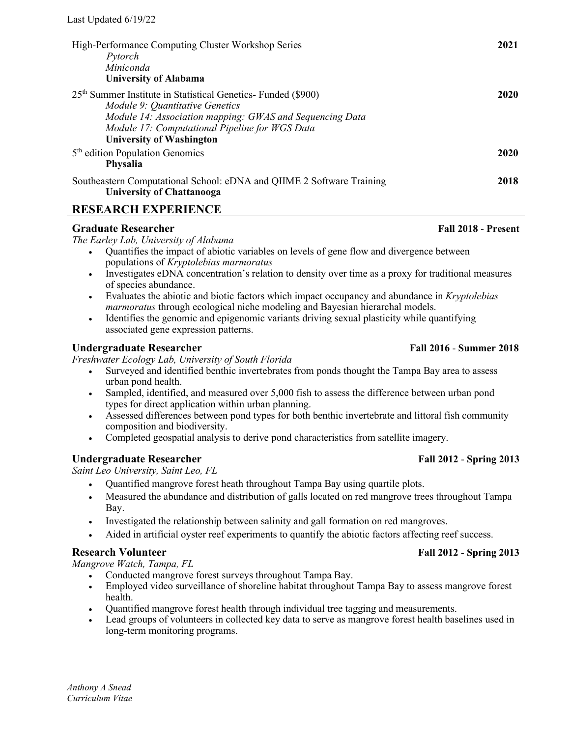High-Performance Computing Cluster Workshop Series **2021**
*Pytorch*
*Miniconda*
**University of Alabama**

25th Summer Institute in Statistical Genetics- Funded ($900) **2020**
*Module 9: Quantitative Genetics*
*Module 14: Association mapping: GWAS and Sequencing Data*
*Module 17: Computational Pipeline for WGS Data*
**University of Washington**

5th edition Population Genomics **2020**
**Physalia**

Southeastern Computational School: eDNA and QIIME 2 Software Training **2018**
**University of Chattanooga**

## RESEARCH EXPERIENCE

**Graduate Researcher** **Fall 2018 - Present**
*The Earley Lab, University of Alabama*

- Quantifies the impact of abiotic variables on levels of gene flow and divergence between populations of *Kryptolebias marmoratus*
- Investigates eDNA concentration's relation to density over time as a proxy for traditional measures of species abundance.
- Evaluates the abiotic and biotic factors which impact occupancy and abundance in *Kryptolebias marmoratus* through ecological niche modeling and Bayesian hierarchal models.
- Identifies the genomic and epigenomic variants driving sexual plasticity while quantifying associated gene expression patterns.

**Undergraduate Researcher** **Fall 2016 - Summer 2018**
*Freshwater Ecology Lab, University of South Florida*

- Surveyed and identified benthic invertebrates from ponds thought the Tampa Bay area to assess urban pond health.
- Sampled, identified, and measured over 5,000 fish to assess the difference between urban pond types for direct application within urban planning.
- Assessed differences between pond types for both benthic invertebrate and littoral fish community composition and biodiversity.
- Completed geospatial analysis to derive pond characteristics from satellite imagery.

**Undergraduate Researcher** **Fall 2012 - Spring 2013**
*Saint Leo University, Saint Leo, FL*

- Quantified mangrove forest heath throughout Tampa Bay using quartile plots.
- Measured the abundance and distribution of galls located on red mangrove trees throughout Tampa Bay.
- Investigated the relationship between salinity and gall formation on red mangroves.
- Aided in artificial oyster reef experiments to quantify the abiotic factors affecting reef success.

**Research Volunteer** **Fall 2012 - Spring 2013**
*Mangrove Watch, Tampa, FL*

- Conducted mangrove forest surveys throughout Tampa Bay.
- Employed video surveillance of shoreline habitat throughout Tampa Bay to assess mangrove forest health.
- Quantified mangrove forest health through individual tree tagging and measurements.
- Lead groups of volunteers in collected key data to serve as mangrove forest health baselines used in long-term monitoring programs.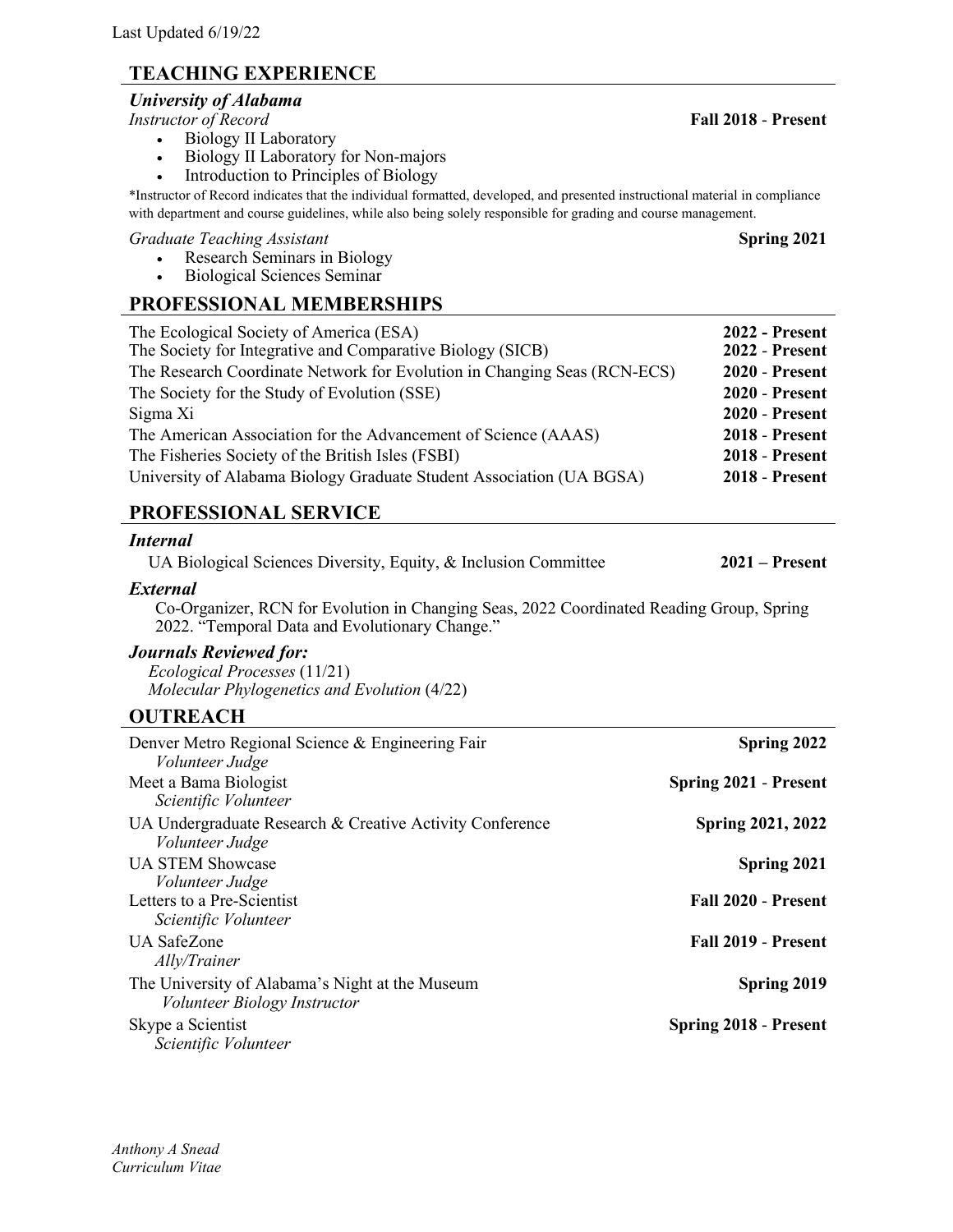Last Updated 6/19/22

## TEACHING EXPERIENCE

### *University of Alabama*

*Instructor of Record* **Fall 2018 - Present**

- Biology II Laboratory
- Biology II Laboratory for Non-majors
- Introduction to Principles of Biology

*Instructor of Record indicates that the individual formatted, developed, and presented instructional material in compliance with department and course guidelines, while also being solely responsible for grading and course management.

*Graduate Teaching Assistant* **Spring 2021**

- Research Seminars in Biology
- Biological Sciences Seminar

## PROFESSIONAL MEMBERSHIPS

The Ecological Society of America (ESA) **2022 - Present**
The Society for Integrative and Comparative Biology (SICB) **2022 - Present**
The Research Coordinate Network for Evolution in Changing Seas (RCN-ECS) **2020 - Present**
The Society for the Study of Evolution (SSE) **2020 - Present**
Sigma Xi **2020 - Present**
The American Association for the Advancement of Science (AAAS) **2018 - Present**
The Fisheries Society of the British Isles (FSBI) **2018 - Present**
University of Alabama Biology Graduate Student Association (UA BGSA) **2018 - Present**

## PROFESSIONAL SERVICE

### *Internal*

UA Biological Sciences Diversity, Equity, & Inclusion Committee **2021 – Present**

### *External*

Co-Organizer, RCN for Evolution in Changing Seas, 2022 Coordinated Reading Group, Spring 2022. "Temporal Data and Evolutionary Change."

### *Journals Reviewed for:*

*Ecological Processes* (11/21)
*Molecular Phylogenetics and Evolution* (4/22)

## OUTREACH

Denver Metro Regional Science & Engineering Fair **Spring 2022**
*Volunteer Judge*

Meet a Bama Biologist **Spring 2021 - Present**
*Scientific Volunteer*

UA Undergraduate Research & Creative Activity Conference **Spring 2021, 2022**
*Volunteer Judge*

UA STEM Showcase **Spring 2021**
*Volunteer Judge*

Letters to a Pre-Scientist **Fall 2020 - Present**
*Scientific Volunteer*

UA SafeZone **Fall 2019 - Present**
*Ally/Trainer*

The University of Alabama's Night at the Museum **Spring 2019**
*Volunteer Biology Instructor*

Skype a Scientist **Spring 2018 - Present**
*Scientific Volunteer*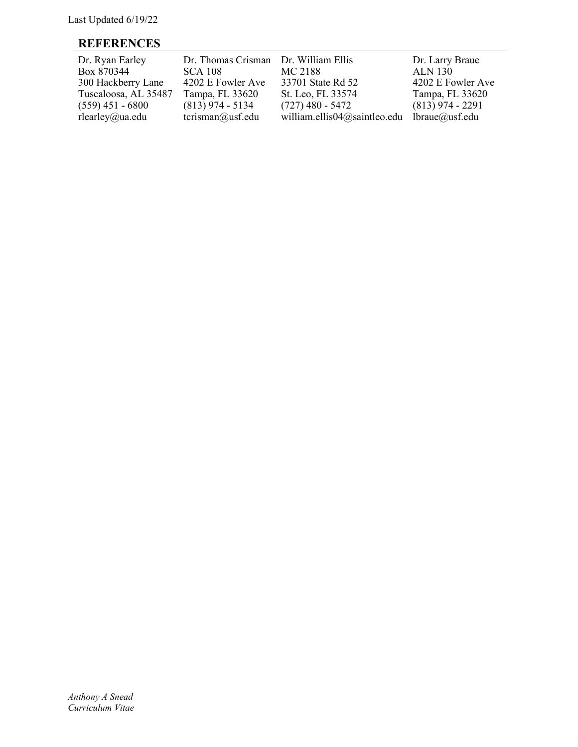## REFERENCES

| | | | |
|---|---|---|---|
| Dr. Ryan Earley | Dr. Thomas Crisman | Dr. William Ellis | Dr. Larry Braue |
| Box 870344 | SCA 108 | MC 2188 | ALN 130 |
| 300 Hackberry Lane | 4202 E Fowler Ave | 33701 State Rd 52 | 4202 E Fowler Ave |
| Tuscaloosa, AL 35487 | Tampa, FL 33620 | St. Leo, FL 33574 | Tampa, FL 33620 |
| (559) 451 - 6800 | (813) 974 - 5134 | (727) 480 - 5472 | (813) 974 - 2291 |
| rlearley@ua.edu | tcrisman@usf.edu | william.ellis04@saintleo.edu | lbraue@usf.edu |